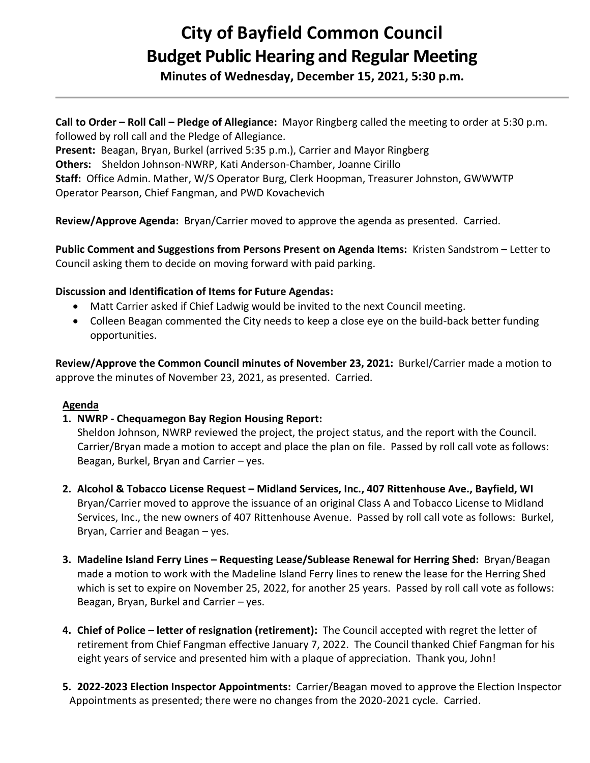# City of Bayfield Common Council
# Budget Public Hearing and Regular Meeting

**Minutes of Wednesday, December 15, 2021, 5:30 p.m.**

---

**Call to Order – Roll Call – Pledge of Allegiance:** Mayor Ringberg called the meeting to order at 5:30 p.m. followed by roll call and the Pledge of Allegiance.
**Present:** Beagan, Bryan, Burkel (arrived 5:35 p.m.), Carrier and Mayor Ringberg
**Others:** Sheldon Johnson-NWRP, Kati Anderson-Chamber, Joanne Cirillo
**Staff:** Office Admin. Mather, W/S Operator Burg, Clerk Hoopman, Treasurer Johnston, GWWWTP Operator Pearson, Chief Fangman, and PWD Kovachevich

**Review/Approve Agenda:** Bryan/Carrier moved to approve the agenda as presented. Carried.

**Public Comment and Suggestions from Persons Present on Agenda Items:** Kristen Sandstrom – Letter to Council asking them to decide on moving forward with paid parking.

**Discussion and Identification of Items for Future Agendas:**

- Matt Carrier asked if Chief Ladwig would be invited to the next Council meeting.
- Colleen Beagan commented the City needs to keep a close eye on the build-back better funding opportunities.

**Review/Approve the Common Council minutes of November 23, 2021:** Burkel/Carrier made a motion to approve the minutes of November 23, 2021, as presented. Carried.

**Agenda**

1. **NWRP - Chequamegon Bay Region Housing Report:**
   Sheldon Johnson, NWRP reviewed the project, the project status, and the report with the Council. Carrier/Bryan made a motion to accept and place the plan on file. Passed by roll call vote as follows: Beagan, Burkel, Bryan and Carrier – yes.

2. **Alcohol & Tobacco License Request – Midland Services, Inc., 407 Rittenhouse Ave., Bayfield, WI**
   Bryan/Carrier moved to approve the issuance of an original Class A and Tobacco License to Midland Services, Inc., the new owners of 407 Rittenhouse Avenue. Passed by roll call vote as follows: Burkel, Bryan, Carrier and Beagan – yes.

3. **Madeline Island Ferry Lines – Requesting Lease/Sublease Renewal for Herring Shed:** Bryan/Beagan made a motion to work with the Madeline Island Ferry lines to renew the lease for the Herring Shed which is set to expire on November 25, 2022, for another 25 years. Passed by roll call vote as follows: Beagan, Bryan, Burkel and Carrier – yes.

4. **Chief of Police – letter of resignation (retirement):** The Council accepted with regret the letter of retirement from Chief Fangman effective January 7, 2022. The Council thanked Chief Fangman for his eight years of service and presented him with a plaque of appreciation. Thank you, John!

5. **2022-2023 Election Inspector Appointments:** Carrier/Beagan moved to approve the Election Inspector Appointments as presented; there were no changes from the 2020-2021 cycle. Carried.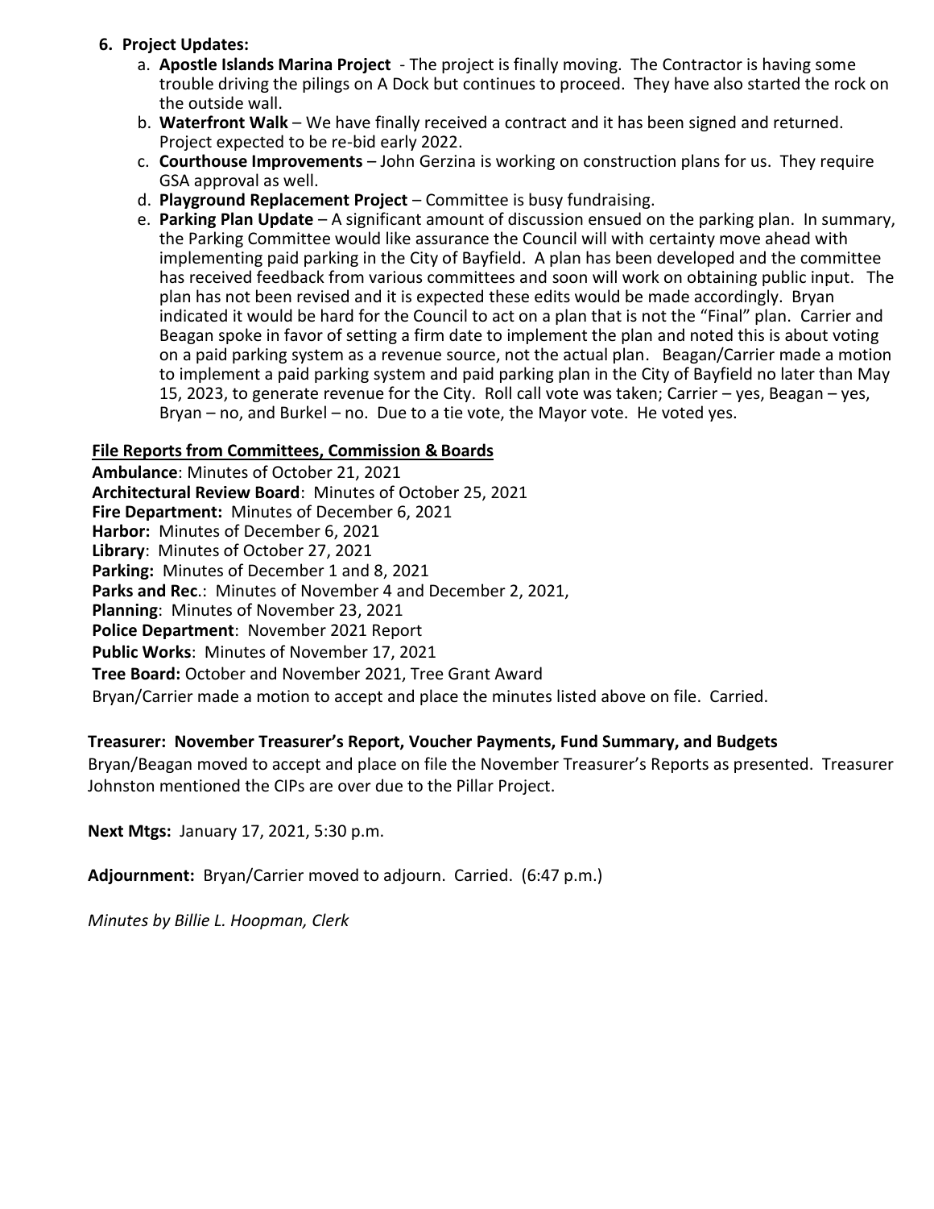6. **Project Updates:**
    a. **Apostle Islands Marina Project** - The project is finally moving. The Contractor is having some trouble driving the pilings on A Dock but continues to proceed. They have also started the rock on the outside wall.
    b. **Waterfront Walk** – We have finally received a contract and it has been signed and returned. Project expected to be re-bid early 2022.
    c. **Courthouse Improvements** – John Gerzina is working on construction plans for us. They require GSA approval as well.
    d. **Playground Replacement Project** – Committee is busy fundraising.
    e. **Parking Plan Update** – A significant amount of discussion ensued on the parking plan. In summary, the Parking Committee would like assurance the Council will with certainty move ahead with implementing paid parking in the City of Bayfield. A plan has been developed and the committee has received feedback from various committees and soon will work on obtaining public input. The plan has not been revised and it is expected these edits would be made accordingly. Bryan indicated it would be hard for the Council to act on a plan that is not the "Final" plan. Carrier and Beagan spoke in favor of setting a firm date to implement the plan and noted this is about voting on a paid parking system as a revenue source, not the actual plan. Beagan/Carrier made a motion to implement a paid parking system and paid parking plan in the City of Bayfield no later than May 15, 2023, to generate revenue for the City. Roll call vote was taken; Carrier – yes, Beagan – yes, Bryan – no, and Burkel – no. Due to a tie vote, the Mayor vote. He voted yes.

**File Reports from Committees, Commission & Boards**

**Ambulance**: Minutes of October 21, 2021
**Architectural Review Board**: Minutes of October 25, 2021
**Fire Department:** Minutes of December 6, 2021
**Harbor:** Minutes of December 6, 2021
**Library**: Minutes of October 27, 2021
**Parking:** Minutes of December 1 and 8, 2021
**Parks and Rec**.: Minutes of November 4 and December 2, 2021,
**Planning**: Minutes of November 23, 2021
**Police Department**: November 2021 Report
**Public Works**: Minutes of November 17, 2021
**Tree Board:** October and November 2021, Tree Grant Award
Bryan/Carrier made a motion to accept and place the minutes listed above on file. Carried.

**Treasurer: November Treasurer's Report, Voucher Payments, Fund Summary, and Budgets**
Bryan/Beagan moved to accept and place on file the November Treasurer's Reports as presented. Treasurer Johnston mentioned the CIPs are over due to the Pillar Project.

**Next Mtgs:** January 17, 2021, 5:30 p.m.

**Adjournment:** Bryan/Carrier moved to adjourn. Carried. (6:47 p.m.)

*Minutes by Billie L. Hoopman, Clerk*